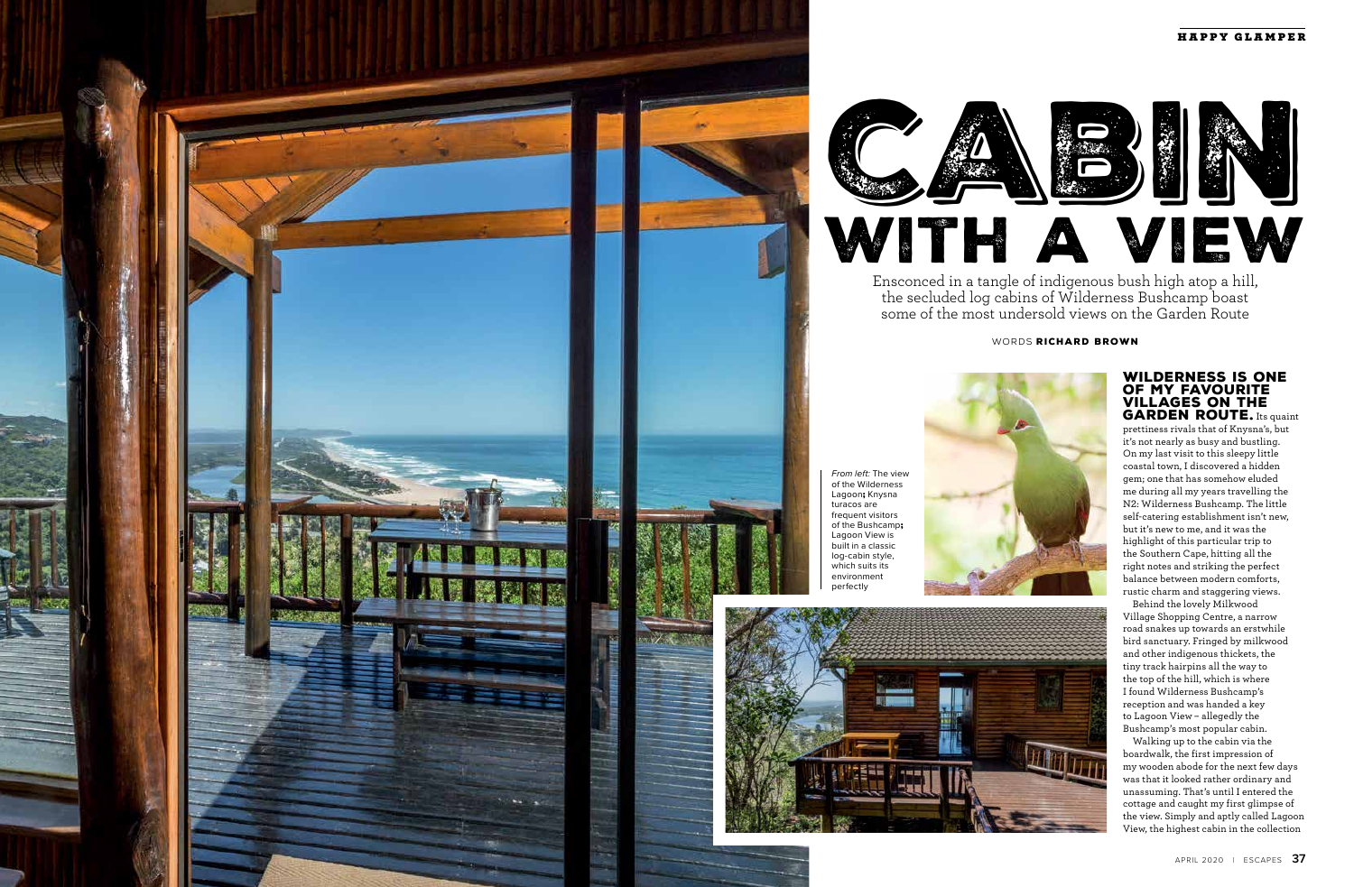# CABIN WITH A VIEW

Ensconced in a tangle of indigenous bush high atop a hill, the secluded log cabins of Wilderness Bushcamp boast some of the most undersold views on the Garden Route

WORDS **RICHARD BROWN**

*From left:* The view of the Wilderness Lagoon; Knysna turacos are frequent visitors of the Bushcamp; Lagoon View is built in a classic log-cabin style, which suits its environment perfectly

**WILDERNESS IS ONE OF MY FAVOURITE VILLAGES ON THE GARDEN ROUTE.** Its quaint prettiness rivals that of Knysna's, but it's not nearly as busy and bustling. On my last visit to this sleepy little coastal town, I discovered a hidden gem; one that has somehow eluded me during all my years travelling the N2: Wilderness Bushcamp. The little self-catering establishment isn't new, but it's new to me, and it was the highlight of this particular trip to the Southern Cape, hitting all the right notes and striking the perfect balance between modern comforts, rustic charm and staggering views.

Behind the lovely Milkwood Village Shopping Centre, a narrow road snakes up towards an erstwhile bird sanctuary. Fringed by milkwood and other indigenous thickets, the tiny track hairpins all the way to the top of the hill, which is where I found Wilderness Bushcamp's reception and was handed a key to Lagoon View – allegedly the Bushcamp's most popular cabin.

Walking up to the cabin via the boardwalk, the first impression of my wooden abode for the next few days was that it looked rather ordinary and unassuming. That's until I entered the cottage and caught my first glimpse of the view. Simply and aptly called Lagoon View, the highest cabin in the collection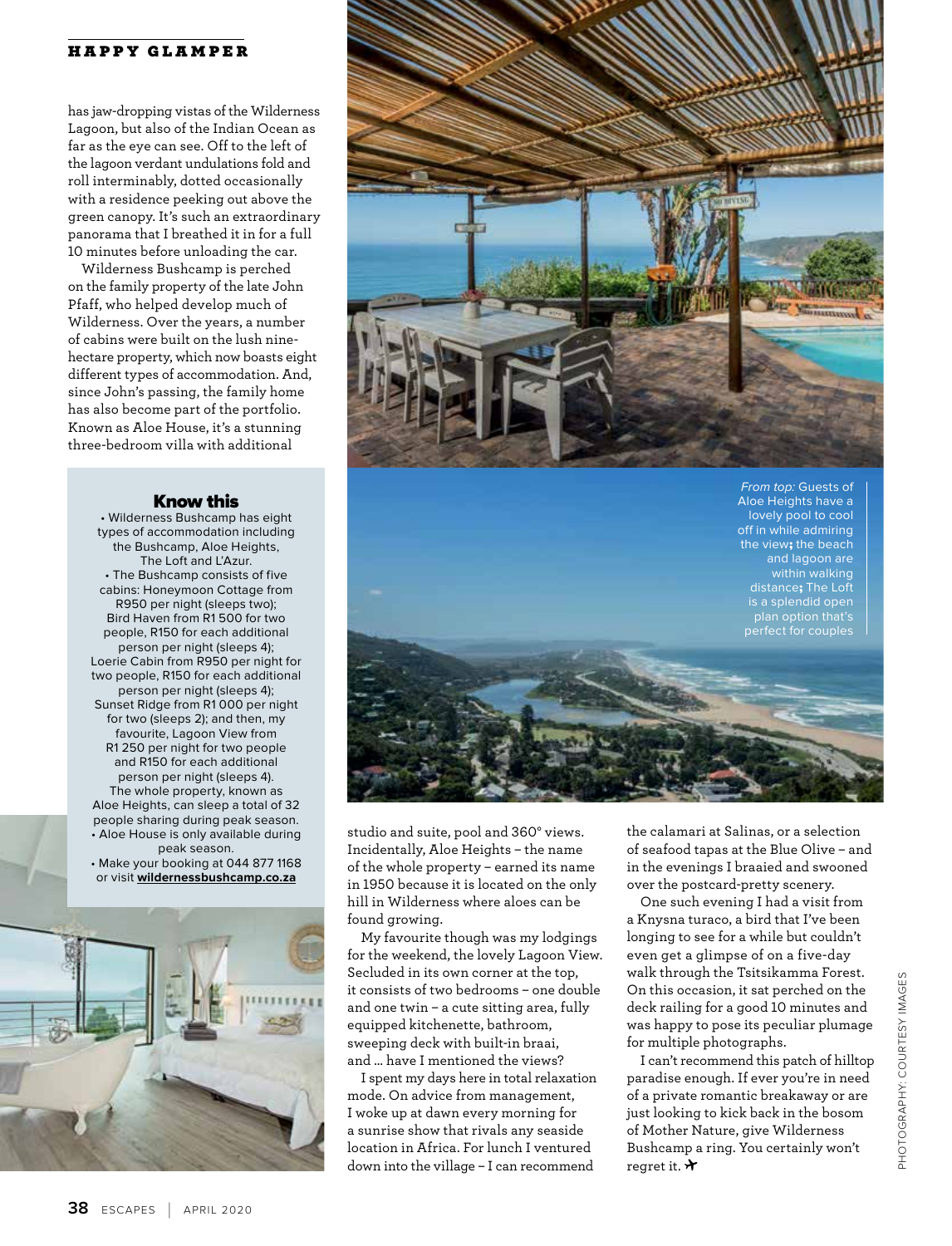has jaw-dropping vistas of the Wilderness Lagoon, but also of the Indian Ocean as far as the eye can see. Off to the left of the lagoon verdant undulations fold and roll interminably, dotted occasionally with a residence peeking out above the green canopy. It's such an extraordinary panorama that I breathed it in for a full 10 minutes before unloading the car.

Wilderness Bushcamp is perched on the family property of the late John Pfaff, who helped develop much of Wilderness. Over the years, a number of cabins were built on the lush nine-hectare property, which now boasts eight different types of accommodation. And, since John's passing, the family home has also become part of the portfolio. Known as Aloe House, it's a stunning three-bedroom villa with additional studio and suite, pool and 360° views. Incidentally, Aloe Heights – the name of the whole property – earned its name in 1950 because it is located on the only hill in Wilderness where aloes can be found growing.

My favourite though was my lodgings for the weekend, the lovely Lagoon View. Secluded in its own corner at the top, it consists of two bedrooms – one double and one twin – a cute sitting area, fully equipped kitchenette, bathroom, sweeping deck with built-in braai, and … have I mentioned the views?

I spent my days here in total relaxation mode. On advice from management, I woke up at dawn every morning for a sunrise show that rivals any seaside location in Africa. For lunch I ventured down into the village – I can recommend the calamari at Salinas, or a selection of seafood tapas at the Blue Olive – and in the evenings I braaied and swooned over the postcard-pretty scenery.

One such evening I had a visit from a Knysna turaco, a bird that I've been longing to see for a while but couldn't even get a glimpse of on a five-day walk through the Tsitsikamma Forest. On this occasion, it sat perched on the deck railing for a good 10 minutes and was happy to pose its peculiar plumage for multiple photographs.

I can't recommend this patch of hilltop paradise enough. If ever you're in need of a private romantic breakaway or are just looking to kick back in the bosom of Mother Nature, give Wilderness Bushcamp a ring. You certainly won't regret it.

## Know this

- Wilderness Bushcamp has eight types of accommodation including the Bushcamp, Aloe Heights, The Loft and L'Azur.
- The Bushcamp consists of five cabins: Honeymoon Cottage from R950 per night (sleeps two); Bird Haven from R1 500 for two people, R150 for each additional person per night (sleeps 4); Loerie Cabin from R950 per night for two people, R150 for each additional person per night (sleeps 4); Sunset Ridge from R1 000 per night for two (sleeps 2); and then, my favourite, Lagoon View from R1 250 per night for two people and R150 for each additional person per night (sleeps 4). The whole property, known as Aloe Heights, can sleep a total of 32 people sharing during peak season.
- Aloe House is only available during peak season.
- Make your booking at 044 877 1168 or visit **wildernessbushcamp.co.za**

*From top:* Guests of Aloe Heights have a lovely pool to cool off in while admiring the view; the beach and lagoon are within walking distance; The Loft is a splendid open plan option that's perfect for couples

PHOTOGRAPHY: COURTESY IMAGES